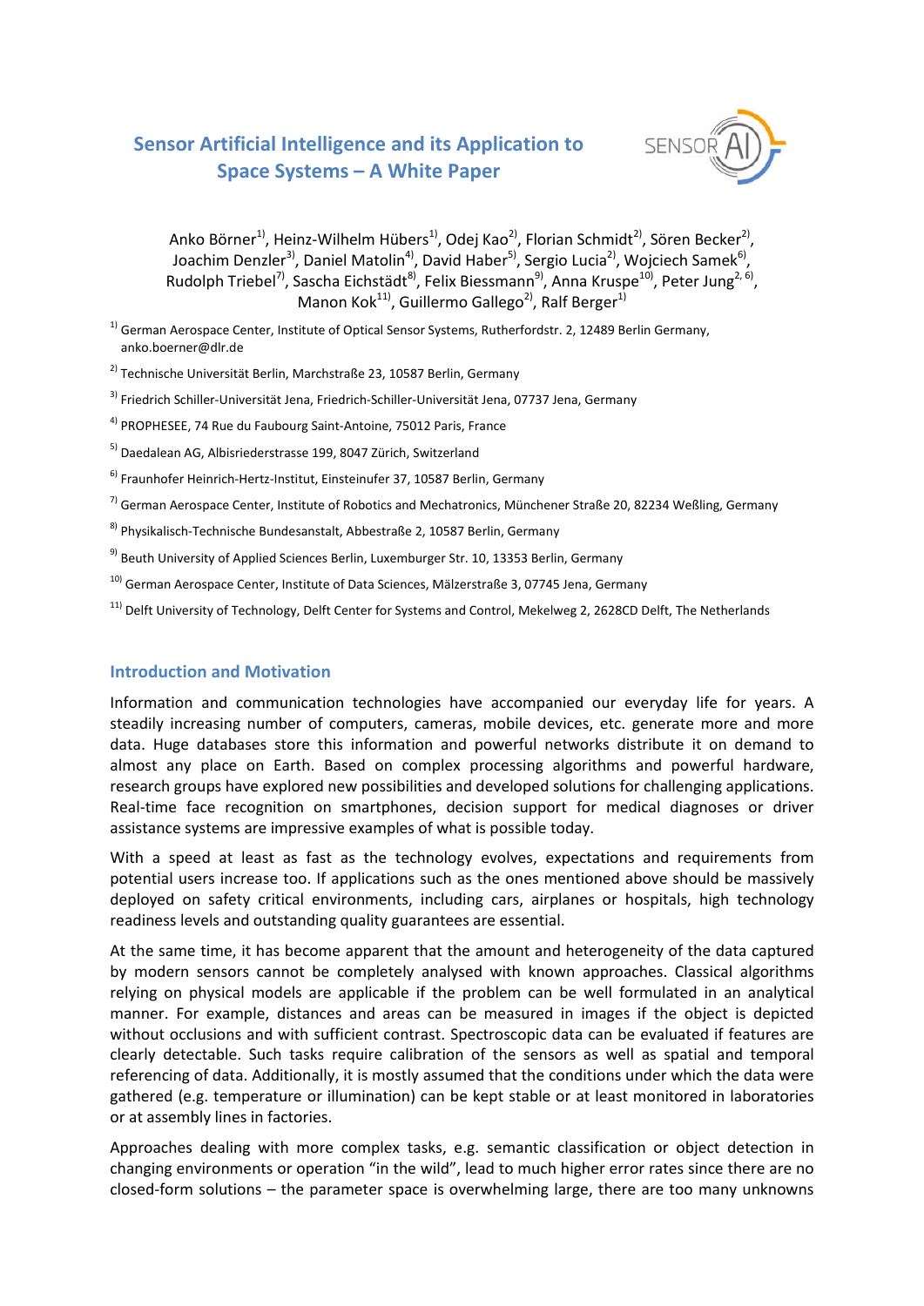# Sensor Artificial Intelligence and its Application to Space Systems – A White Paper

Anko Börner[1)], Heinz-Wilhelm Hübers[1)], Odej Kao[2)], Florian Schmidt[2)], Sören Becker[2)], Joachim Denzler[3)], Daniel Matolin[4)], David Haber[5)], Sergio Lucia[2)], Wojciech Samek[6)], Rudolph Triebel[7)], Sascha Eichstädt[8)], Felix Biessmann[9)], Anna Kruspe[10)], Peter Jung[2, 6)], Manon Kok[11)], Guillermo Gallego[2)], Ralf Berger[1)]

[1)] German Aerospace Center, Institute of Optical Sensor Systems, Rutherfordstr. 2, 12489 Berlin Germany, anko.boerner@dlr.de

[2)] Technische Universität Berlin, Marchstraße 23, 10587 Berlin, Germany

[3)] Friedrich Schiller-Universität Jena, Friedrich-Schiller-Universität Jena, 07737 Jena, Germany

[4)] PROPHESEE, 74 Rue du Faubourg Saint-Antoine, 75012 Paris, France

[5)] Daedalean AG, Albisriederstrasse 199, 8047 Zürich, Switzerland

[6)] Fraunhofer Heinrich-Hertz-Institut, Einsteinufer 37, 10587 Berlin, Germany

[7)] German Aerospace Center, Institute of Robotics and Mechatronics, Münchener Straße 20, 82234 Weßling, Germany

[8)] Physikalisch-Technische Bundesanstalt, Abbestraße 2, 10587 Berlin, Germany

[9)] Beuth University of Applied Sciences Berlin, Luxemburger Str. 10, 13353 Berlin, Germany

[10)] German Aerospace Center, Institute of Data Sciences, Mälzerstraße 3, 07745 Jena, Germany

[11)] Delft University of Technology, Delft Center for Systems and Control, Mekelweg 2, 2628CD Delft, The Netherlands

## Introduction and Motivation

Information and communication technologies have accompanied our everyday life for years. A steadily increasing number of computers, cameras, mobile devices, etc. generate more and more data. Huge databases store this information and powerful networks distribute it on demand to almost any place on Earth. Based on complex processing algorithms and powerful hardware, research groups have explored new possibilities and developed solutions for challenging applications. Real-time face recognition on smartphones, decision support for medical diagnoses or driver assistance systems are impressive examples of what is possible today.

With a speed at least as fast as the technology evolves, expectations and requirements from potential users increase too. If applications such as the ones mentioned above should be massively deployed on safety critical environments, including cars, airplanes or hospitals, high technology readiness levels and outstanding quality guarantees are essential.

At the same time, it has become apparent that the amount and heterogeneity of the data captured by modern sensors cannot be completely analysed with known approaches. Classical algorithms relying on physical models are applicable if the problem can be well formulated in an analytical manner. For example, distances and areas can be measured in images if the object is depicted without occlusions and with sufficient contrast. Spectroscopic data can be evaluated if features are clearly detectable. Such tasks require calibration of the sensors as well as spatial and temporal referencing of data. Additionally, it is mostly assumed that the conditions under which the data were gathered (e.g. temperature or illumination) can be kept stable or at least monitored in laboratories or at assembly lines in factories.

Approaches dealing with more complex tasks, e.g. semantic classification or object detection in changing environments or operation "in the wild", lead to much higher error rates since there are no closed-form solutions – the parameter space is overwhelming large, there are too many unknowns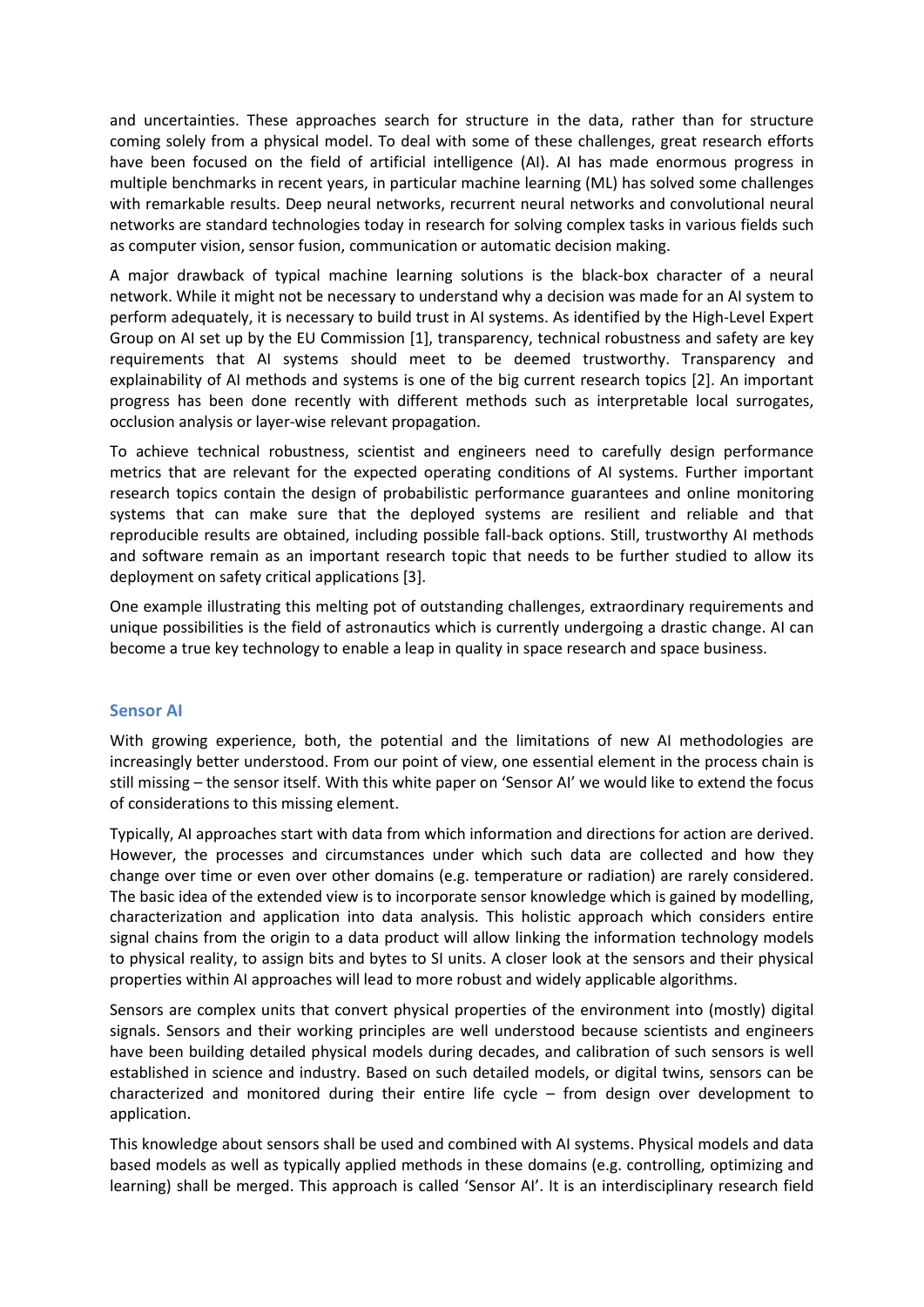and uncertainties. These approaches search for structure in the data, rather than for structure coming solely from a physical model. To deal with some of these challenges, great research efforts have been focused on the field of artificial intelligence (AI). AI has made enormous progress in multiple benchmarks in recent years, in particular machine learning (ML) has solved some challenges with remarkable results. Deep neural networks, recurrent neural networks and convolutional neural networks are standard technologies today in research for solving complex tasks in various fields such as computer vision, sensor fusion, communication or automatic decision making.

A major drawback of typical machine learning solutions is the black-box character of a neural network. While it might not be necessary to understand why a decision was made for an AI system to perform adequately, it is necessary to build trust in AI systems. As identified by the High-Level Expert Group on AI set up by the EU Commission [1], transparency, technical robustness and safety are key requirements that AI systems should meet to be deemed trustworthy. Transparency and explainability of AI methods and systems is one of the big current research topics [2]. An important progress has been done recently with different methods such as interpretable local surrogates, occlusion analysis or layer-wise relevant propagation.

To achieve technical robustness, scientist and engineers need to carefully design performance metrics that are relevant for the expected operating conditions of AI systems. Further important research topics contain the design of probabilistic performance guarantees and online monitoring systems that can make sure that the deployed systems are resilient and reliable and that reproducible results are obtained, including possible fall-back options. Still, trustworthy AI methods and software remain as an important research topic that needs to be further studied to allow its deployment on safety critical applications [3].

One example illustrating this melting pot of outstanding challenges, extraordinary requirements and unique possibilities is the field of astronautics which is currently undergoing a drastic change. AI can become a true key technology to enable a leap in quality in space research and space business.

## Sensor AI

With growing experience, both, the potential and the limitations of new AI methodologies are increasingly better understood. From our point of view, one essential element in the process chain is still missing – the sensor itself. With this white paper on 'Sensor AI' we would like to extend the focus of considerations to this missing element.

Typically, AI approaches start with data from which information and directions for action are derived. However, the processes and circumstances under which such data are collected and how they change over time or even over other domains (e.g. temperature or radiation) are rarely considered. The basic idea of the extended view is to incorporate sensor knowledge which is gained by modelling, characterization and application into data analysis. This holistic approach which considers entire signal chains from the origin to a data product will allow linking the information technology models to physical reality, to assign bits and bytes to SI units. A closer look at the sensors and their physical properties within AI approaches will lead to more robust and widely applicable algorithms.

Sensors are complex units that convert physical properties of the environment into (mostly) digital signals. Sensors and their working principles are well understood because scientists and engineers have been building detailed physical models during decades, and calibration of such sensors is well established in science and industry. Based on such detailed models, or digital twins, sensors can be characterized and monitored during their entire life cycle – from design over development to application.

This knowledge about sensors shall be used and combined with AI systems. Physical models and data based models as well as typically applied methods in these domains (e.g. controlling, optimizing and learning) shall be merged. This approach is called 'Sensor AI'. It is an interdisciplinary research field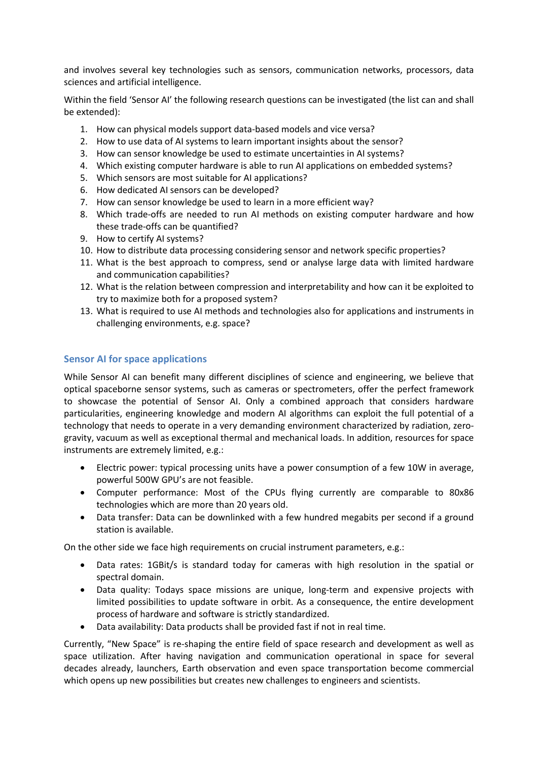and involves several key technologies such as sensors, communication networks, processors, data sciences and artificial intelligence.

Within the field 'Sensor AI' the following research questions can be investigated (the list can and shall be extended):

1. How can physical models support data-based models and vice versa?
2. How to use data of AI systems to learn important insights about the sensor?
3. How can sensor knowledge be used to estimate uncertainties in AI systems?
4. Which existing computer hardware is able to run AI applications on embedded systems?
5. Which sensors are most suitable for AI applications?
6. How dedicated AI sensors can be developed?
7. How can sensor knowledge be used to learn in a more efficient way?
8. Which trade-offs are needed to run AI methods on existing computer hardware and how these trade-offs can be quantified?
9. How to certify AI systems?
10. How to distribute data processing considering sensor and network specific properties?
11. What is the best approach to compress, send or analyse large data with limited hardware and communication capabilities?
12. What is the relation between compression and interpretability and how can it be exploited to try to maximize both for a proposed system?
13. What is required to use AI methods and technologies also for applications and instruments in challenging environments, e.g. space?

## Sensor AI for space applications

While Sensor AI can benefit many different disciplines of science and engineering, we believe that optical spaceborne sensor systems, such as cameras or spectrometers, offer the perfect framework to showcase the potential of Sensor AI. Only a combined approach that considers hardware particularities, engineering knowledge and modern AI algorithms can exploit the full potential of a technology that needs to operate in a very demanding environment characterized by radiation, zero-gravity, vacuum as well as exceptional thermal and mechanical loads. In addition, resources for space instruments are extremely limited, e.g.:

- Electric power: typical processing units have a power consumption of a few 10W in average, powerful 500W GPU's are not feasible.
- Computer performance: Most of the CPUs flying currently are comparable to 80x86 technologies which are more than 20 years old.
- Data transfer: Data can be downlinked with a few hundred megabits per second if a ground station is available.

On the other side we face high requirements on crucial instrument parameters, e.g.:

- Data rates: 1GBit/s is standard today for cameras with high resolution in the spatial or spectral domain.
- Data quality: Todays space missions are unique, long-term and expensive projects with limited possibilities to update software in orbit. As a consequence, the entire development process of hardware and software is strictly standardized.
- Data availability: Data products shall be provided fast if not in real time.

Currently, "New Space" is re-shaping the entire field of space research and development as well as space utilization. After having navigation and communication operational in space for several decades already, launchers, Earth observation and even space transportation become commercial which opens up new possibilities but creates new challenges to engineers and scientists.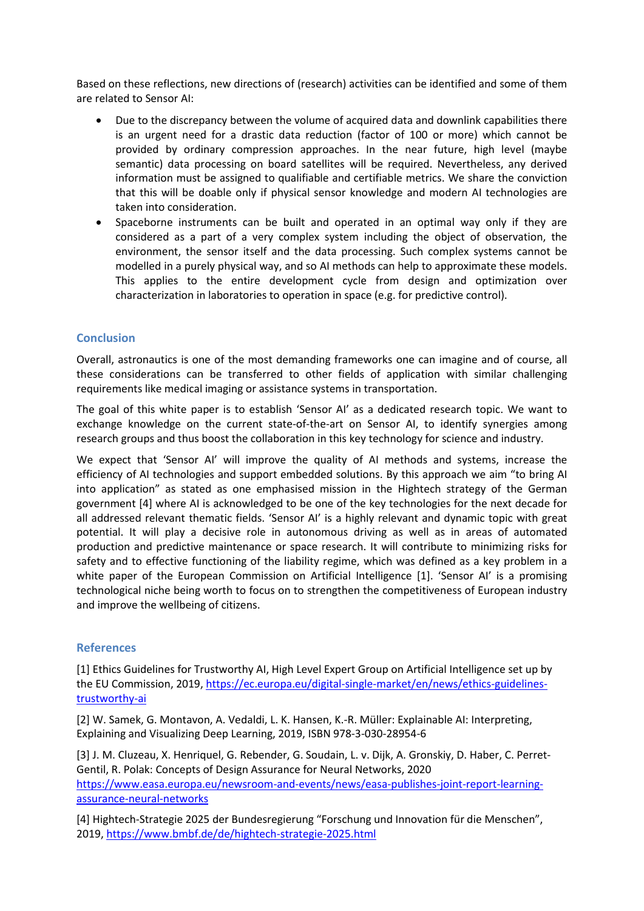Based on these reflections, new directions of (research) activities can be identified and some of them are related to Sensor AI:

- Due to the discrepancy between the volume of acquired data and downlink capabilities there is an urgent need for a drastic data reduction (factor of 100 or more) which cannot be provided by ordinary compression approaches. In the near future, high level (maybe semantic) data processing on board satellites will be required. Nevertheless, any derived information must be assigned to qualifiable and certifiable metrics. We share the conviction that this will be doable only if physical sensor knowledge and modern AI technologies are taken into consideration.
- Spaceborne instruments can be built and operated in an optimal way only if they are considered as a part of a very complex system including the object of observation, the environment, the sensor itself and the data processing. Such complex systems cannot be modelled in a purely physical way, and so AI methods can help to approximate these models. This applies to the entire development cycle from design and optimization over characterization in laboratories to operation in space (e.g. for predictive control).

## Conclusion

Overall, astronautics is one of the most demanding frameworks one can imagine and of course, all these considerations can be transferred to other fields of application with similar challenging requirements like medical imaging or assistance systems in transportation.

The goal of this white paper is to establish 'Sensor AI' as a dedicated research topic. We want to exchange knowledge on the current state-of-the-art on Sensor AI, to identify synergies among research groups and thus boost the collaboration in this key technology for science and industry.

We expect that 'Sensor AI' will improve the quality of AI methods and systems, increase the efficiency of AI technologies and support embedded solutions. By this approach we aim "to bring AI into application" as stated as one emphasised mission in the Hightech strategy of the German government [4] where AI is acknowledged to be one of the key technologies for the next decade for all addressed relevant thematic fields. 'Sensor AI' is a highly relevant and dynamic topic with great potential. It will play a decisive role in autonomous driving as well as in areas of automated production and predictive maintenance or space research. It will contribute to minimizing risks for safety and to effective functioning of the liability regime, which was defined as a key problem in a white paper of the European Commission on Artificial Intelligence [1]. 'Sensor AI' is a promising technological niche being worth to focus on to strengthen the competitiveness of European industry and improve the wellbeing of citizens.

## References

[1] Ethics Guidelines for Trustworthy AI, High Level Expert Group on Artificial Intelligence set up by the EU Commission, 2019, https://ec.europa.eu/digital-single-market/en/news/ethics-guidelines-trustworthy-ai

[2] W. Samek, G. Montavon, A. Vedaldi, L. K. Hansen, K.-R. Müller: Explainable AI: Interpreting, Explaining and Visualizing Deep Learning, 2019, ISBN 978-3-030-28954-6

[3] J. M. Cluzeau, X. Henriquel, G. Rebender, G. Soudain, L. v. Dijk, A. Gronskiy, D. Haber, C. Perret-Gentil, R. Polak: Concepts of Design Assurance for Neural Networks, 2020 https://www.easa.europa.eu/newsroom-and-events/news/easa-publishes-joint-report-learning-assurance-neural-networks

[4] Hightech-Strategie 2025 der Bundesregierung "Forschung und Innovation für die Menschen", 2019, https://www.bmbf.de/de/hightech-strategie-2025.html